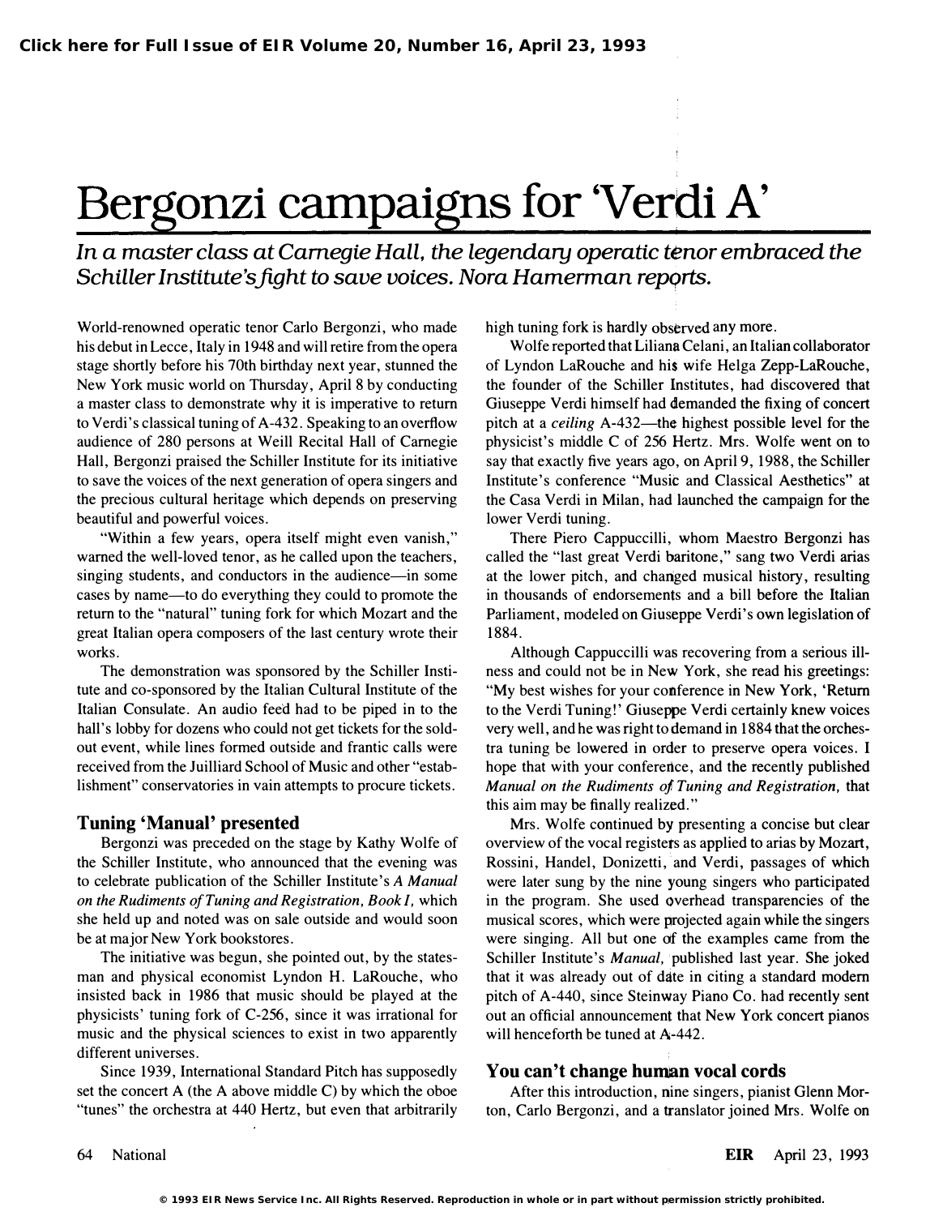# Bergonzi campaigns for 'Verdi A'

*In a master class at Carnegie Hall, the legendary operatic tenor embraced the Schiller Institute's fight to save voices. Nora Hamerman reports.*

World-renowned operatic tenor Carlo Bergonzi, who made his debut in Lecce, Italy in 1948 and will retire from the opera stage shortly before his 70th birthday next year, stunned the New York music world on Thursday, April 8 by conducting a master class to demonstrate why it is imperative to return to Verdi's classical tuning of A-432. Speaking to an overflow audience of 280 persons at Weill Recital Hall of Carnegie Hall, Bergonzi praised the Schiller Institute for its initiative to save the voices of the next generation of opera singers and the precious cultural heritage which depends on preserving beautiful and powerful voices.

"Within a few years, opera itself might even vanish," warned the well-loved tenor, as he called upon the teachers, singing students, and conductors in the audience—in some cases by name—to do everything they could to promote the return to the "natural" tuning fork for which Mozart and the great Italian opera composers of the last century wrote their works.

The demonstration was sponsored by the Schiller Institute and co-sponsored by the Italian Cultural Institute of the Italian Consulate. An audio feed had to be piped in to the hall's lobby for dozens who could not get tickets for the sold-out event, while lines formed outside and frantic calls were received from the Juilliard School of Music and other "establishment" conservatories in vain attempts to procure tickets.

## Tuning 'Manual' presented

Bergonzi was preceded on the stage by Kathy Wolfe of the Schiller Institute, who announced that the evening was to celebrate publication of the Schiller Institute's *A Manual on the Rudiments of Tuning and Registration, Book I,* which she held up and noted was on sale outside and would soon be at major New York bookstores.

The initiative was begun, she pointed out, by the statesman and physical economist Lyndon H. LaRouche, who insisted back in 1986 that music should be played at the physicists' tuning fork of C-256, since it was irrational for music and the physical sciences to exist in two apparently different universes.

Since 1939, International Standard Pitch has supposedly set the concert A (the A above middle C) by which the oboe "tunes" the orchestra at 440 Hertz, but even that arbitrarily high tuning fork is hardly observed any more.

Wolfe reported that Liliana Celani, an Italian collaborator of Lyndon LaRouche and his wife Helga Zepp-LaRouche, the founder of the Schiller Institutes, had discovered that Giuseppe Verdi himself had demanded the fixing of concert pitch at a *ceiling* A-432—the highest possible level for the physicist's middle C of 256 Hertz. Mrs. Wolfe went on to say that exactly five years ago, on April 9, 1988, the Schiller Institute's conference "Music and Classical Aesthetics" at the Casa Verdi in Milan, had launched the campaign for the lower Verdi tuning.

There Piero Cappuccilli, whom Maestro Bergonzi has called the "last great Verdi baritone," sang two Verdi arias at the lower pitch, and changed musical history, resulting in thousands of endorsements and a bill before the Italian Parliament, modeled on Giuseppe Verdi's own legislation of 1884.

Although Cappuccilli was recovering from a serious illness and could not be in New York, she read his greetings: "My best wishes for your conference in New York, 'Return to the Verdi Tuning!' Giuseppe Verdi certainly knew voices very well, and he was right to demand in 1884 that the orchestra tuning be lowered in order to preserve opera voices. I hope that with your conference, and the recently published *Manual on the Rudiments of Tuning and Registration,* that this aim may be finally realized."

Mrs. Wolfe continued by presenting a concise but clear overview of the vocal registers as applied to arias by Mozart, Rossini, Handel, Donizetti, and Verdi, passages of which were later sung by the nine young singers who participated in the program. She used overhead transparencies of the musical scores, which were projected again while the singers were singing. All but one of the examples came from the Schiller Institute's *Manual,* published last year. She joked that it was already out of date in citing a standard modern pitch of A-440, since Steinway Piano Co. had recently sent out an official announcement that New York concert pianos will henceforth be tuned at A-442.

## You can't change human vocal cords

After this introduction, nine singers, pianist Glenn Morton, Carlo Bergonzi, and a translator joined Mrs. Wolfe on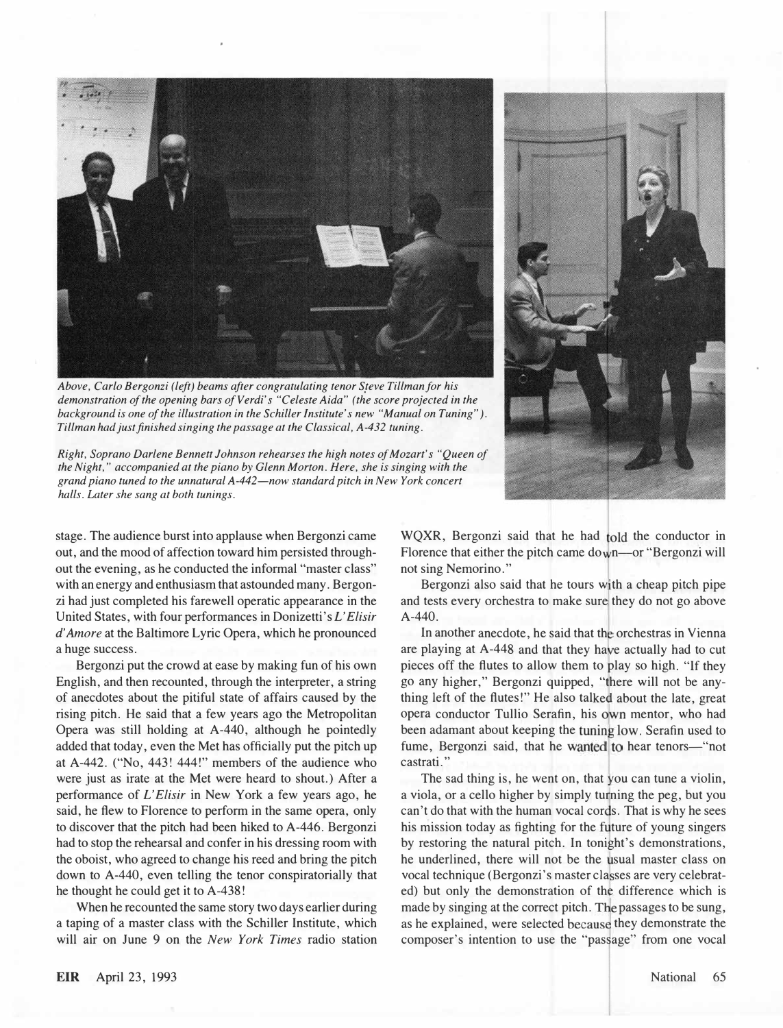*Above, Carlo Bergonzi (left) beams after congratulating tenor Steve Tillman for his demonstration of the opening bars of Verdi's "Celeste Aida" (the score projected in the background is one of the illustration in the Schiller Institute's new "Manual on Tuning"). Tillman had just finished singing the passage at the Classical, A-432 tuning.*

*Right, Soprano Darlene Bennett Johnson rehearses the high notes of Mozart's "Queen of the Night," accompanied at the piano by Glenn Morton. Here, she is singing with the grand piano tuned to the unnatural A-442—now standard pitch in New York concert halls. Later she sang at both tunings.*

stage. The audience burst into applause when Bergonzi came out, and the mood of affection toward him persisted throughout the evening, as he conducted the informal "master class" with an energy and enthusiasm that astounded many. Bergonzi had just completed his farewell operatic appearance in the United States, with four performances in Donizetti's *L'Elisir d'Amore* at the Baltimore Lyric Opera, which he pronounced a huge success.

Bergonzi put the crowd at ease by making fun of his own English, and then recounted, through the interpreter, a string of anecdotes about the pitiful state of affairs caused by the rising pitch. He said that a few years ago the Metropolitan Opera was still holding at A-440, although he pointedly added that today, even the Met has officially put the pitch up at A-442. ("No, 443! 444!" members of the audience who were just as irate at the Met were heard to shout.) After a performance of *L'Elisir* in New York a few years ago, he said, he flew to Florence to perform in the same opera, only to discover that the pitch had been hiked to A-446. Bergonzi had to stop the rehearsal and confer in his dressing room with the oboist, who agreed to change his reed and bring the pitch down to A-440, even telling the tenor conspiratorially that he thought he could get it to A-438!

When he recounted the same story two days earlier during a taping of a master class with the Schiller Institute, which will air on June 9 on the *New York Times* radio station WQXR, Bergonzi said that he had told the conductor in Florence that either the pitch came down—or "Bergonzi will not sing Nemorino."

Bergonzi also said that he tours with a cheap pitch pipe and tests every orchestra to make sure they do not go above A-440.

In another anecdote, he said that the orchestras in Vienna are playing at A-448 and that they have actually had to cut pieces off the flutes to allow them to play so high. "If they go any higher," Bergonzi quipped, "there will not be anything left of the flutes!" He also talked about the late, great opera conductor Tullio Serafin, his own mentor, who had been adamant about keeping the tuning low. Serafin used to fume, Bergonzi said, that he wanted to hear tenors—"not castrati."

The sad thing is, he went on, that you can tune a violin, a viola, or a cello higher by simply turning the peg, but you can't do that with the human vocal cords. That is why he sees his mission today as fighting for the future of young singers by restoring the natural pitch. In tonight's demonstrations, he underlined, there will not be the usual master class on vocal technique (Bergonzi's master classes are very celebrated) but only the demonstration of the difference which is made by singing at the correct pitch. The passages to be sung, as he explained, were selected because they demonstrate the composer's intention to use the "passage" from one vocal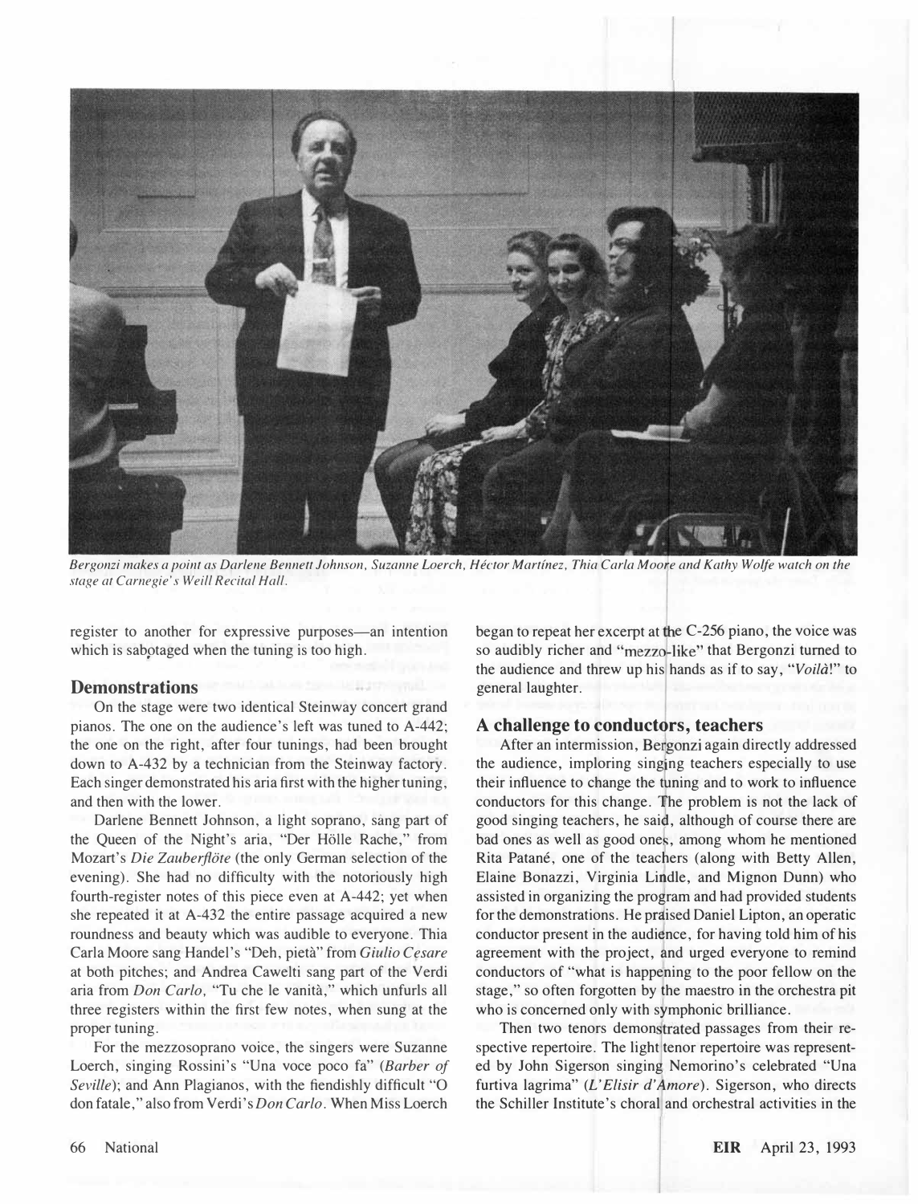*Bergonzi makes a point as Darlene Bennett Johnson, Suzanne Loerch, Héctor Martínez, Thia Carla Moore and Kathy Wolfe watch on the stage at Carnegie's Weill Recital Hall.*

register to another for expressive purposes—an intention which is sabotaged when the tuning is too high.

## Demonstrations

On the stage were two identical Steinway concert grand pianos. The one on the audience's left was tuned to A-442; the one on the right, after four tunings, had been brought down to A-432 by a technician from the Steinway factory. Each singer demonstrated his aria first with the higher tuning, and then with the lower.

Darlene Bennett Johnson, a light soprano, sang part of the Queen of the Night's aria, "Der Hölle Rache," from Mozart's *Die Zauberflöte* (the only German selection of the evening). She had no difficulty with the notoriously high fourth-register notes of this piece even at A-442; yet when she repeated it at A-432 the entire passage acquired a new roundness and beauty which was audible to everyone. Thia Carla Moore sang Handel's "Deh, pietà" from *Giulio Cesare* at both pitches; and Andrea Cawelti sang part of the Verdi aria from *Don Carlo*, "Tu che le vanità," which unfurls all three registers within the first few notes, when sung at the proper tuning.

For the mezzosoprano voice, the singers were Suzanne Loerch, singing Rossini's "Una voce poco fa" (*Barber of Seville*); and Ann Plagianos, with the fiendishly difficult "O don fatale," also from Verdi's *Don Carlo*. When Miss Loerch began to repeat her excerpt at the C-256 piano, the voice was so audibly richer and "mezzo-like" that Bergonzi turned to the audience and threw up his hands as if to say, "*Voilà*!" to general laughter.

## A challenge to conductors, teachers

After an intermission, Bergonzi again directly addressed the audience, imploring singing teachers especially to use their influence to change the tuning and to work to influence conductors for this change. The problem is not the lack of good singing teachers, he said, although of course there are bad ones as well as good ones, among whom he mentioned Rita Patané, one of the teachers (along with Betty Allen, Elaine Bonazzi, Virginia Lindle, and Mignon Dunn) who assisted in organizing the program and had provided students for the demonstrations. He praised Daniel Lipton, an operatic conductor present in the audience, for having told him of his agreement with the project, and urged everyone to remind conductors of "what is happening to the poor fellow on the stage," so often forgotten by the maestro in the orchestra pit who is concerned only with symphonic brilliance.

Then two tenors demonstrated passages from their respective repertoire. The light tenor repertoire was represented by John Sigerson singing Nemorino's celebrated "Una furtiva lagrima" (*L'Elisir d'Amore*). Sigerson, who directs the Schiller Institute's choral and orchestral activities in the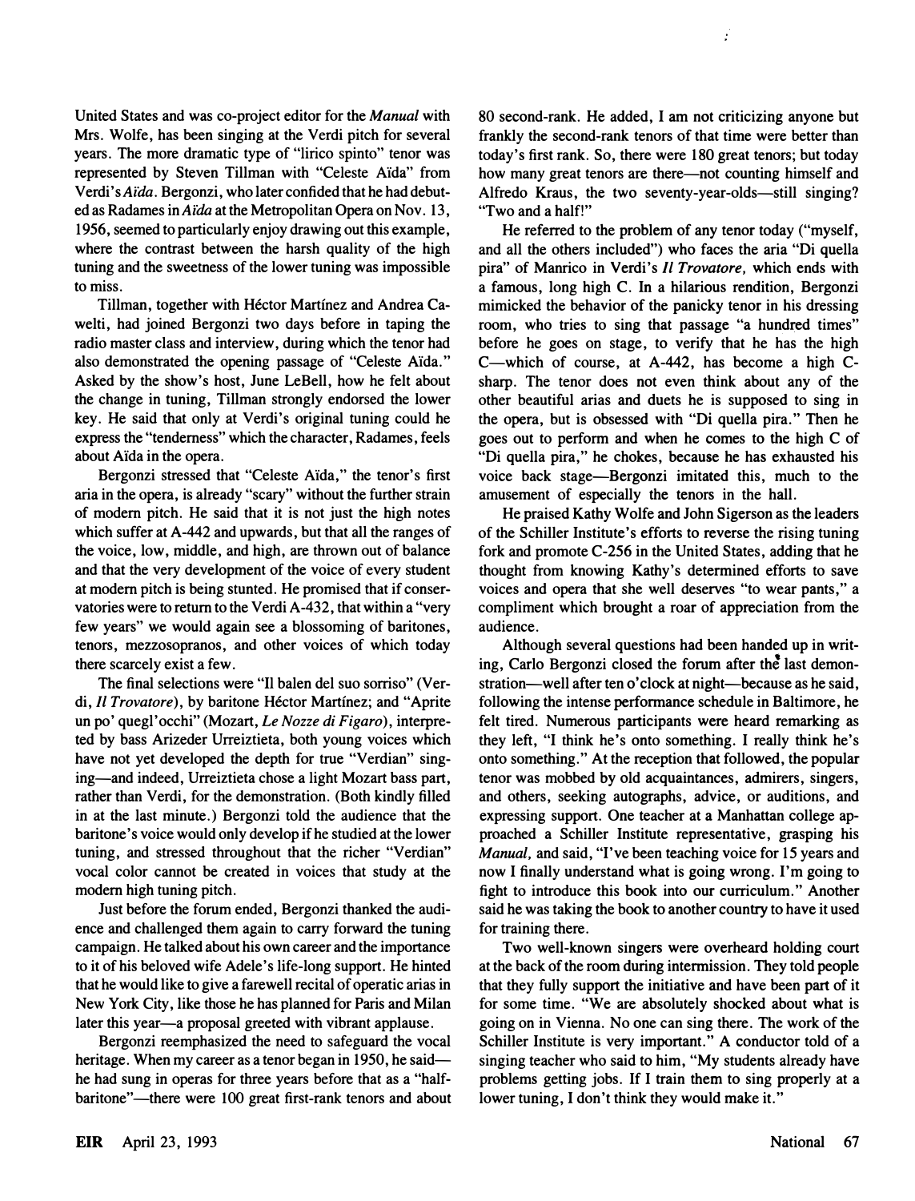United States and was co-project editor for the *Manual* with Mrs. Wolfe, has been singing at the Verdi pitch for several years. The more dramatic type of "lirico spinto" tenor was represented by Steven Tillman with "Celeste Aïda" from Verdi's *Aïda*. Bergonzi, who later confided that he had debuted as Radames in *Aïda* at the Metropolitan Opera on Nov. 13, 1956, seemed to particularly enjoy drawing out this example, where the contrast between the harsh quality of the high tuning and the sweetness of the lower tuning was impossible to miss.

Tillman, together with Héctor Martínez and Andrea Cawelti, had joined Bergonzi two days before in taping the radio master class and interview, during which the tenor had also demonstrated the opening passage of "Celeste Aïda." Asked by the show's host, June LeBell, how he felt about the change in tuning, Tillman strongly endorsed the lower key. He said that only at Verdi's original tuning could he express the "tenderness" which the character, Radames, feels about Aïda in the opera.

Bergonzi stressed that "Celeste Aïda," the tenor's first aria in the opera, is already "scary" without the further strain of modern pitch. He said that it is not just the high notes which suffer at A-442 and upwards, but that all the ranges of the voice, low, middle, and high, are thrown out of balance and that the very development of the voice of every student at modern pitch is being stunted. He promised that if conservatories were to return to the Verdi A-432, that within a "very few years" we would again see a blossoming of baritones, tenors, mezzosopranos, and other voices of which today there scarcely exist a few.

The final selections were "Il balen del suo sorriso" (Verdi, *Il Trovatore*), by baritone Héctor Martínez; and "Aprite un po' quegl'occhi" (Mozart, *Le Nozze di Figaro*), interpreted by bass Arizeder Urreiztieta, both young voices which have not yet developed the depth for true "Verdian" singing—and indeed, Urreiztieta chose a light Mozart bass part, rather than Verdi, for the demonstration. (Both kindly filled in at the last minute.) Bergonzi told the audience that the baritone's voice would only develop if he studied at the lower tuning, and stressed throughout that the richer "Verdian" vocal color cannot be created in voices that study at the modern high tuning pitch.

Just before the forum ended, Bergonzi thanked the audience and challenged them again to carry forward the tuning campaign. He talked about his own career and the importance to it of his beloved wife Adele's life-long support. He hinted that he would like to give a farewell recital of operatic arias in New York City, like those he has planned for Paris and Milan later this year—a proposal greeted with vibrant applause.

Bergonzi reemphasized the need to safeguard the vocal heritage. When my career as a tenor began in 1950, he said—he had sung in operas for three years before that as a "half-baritone"—there were 100 great first-rank tenors and about 80 second-rank. He added, I am not criticizing anyone but frankly the second-rank tenors of that time were better than today's first rank. So, there were 180 great tenors; but today how many great tenors are there—not counting himself and Alfredo Kraus, the two seventy-year-olds—still singing? "Two and a half!"

He referred to the problem of any tenor today ("myself, and all the others included") who faces the aria "Di quella pira" of Manrico in Verdi's *Il Trovatore,* which ends with a famous, long high C. In a hilarious rendition, Bergonzi mimicked the behavior of the panicky tenor in his dressing room, who tries to sing that passage "a hundred times" before he goes on stage, to verify that he has the high C—which of course, at A-442, has become a high C-sharp. The tenor does not even think about any of the other beautiful arias and duets he is supposed to sing in the opera, but is obsessed with "Di quella pira." Then he goes out to perform and when he comes to the high C of "Di quella pira," he chokes, because he has exhausted his voice back stage—Bergonzi imitated this, much to the amusement of especially the tenors in the hall.

He praised Kathy Wolfe and John Sigerson as the leaders of the Schiller Institute's efforts to reverse the rising tuning fork and promote C-256 in the United States, adding that he thought from knowing Kathy's determined efforts to save voices and opera that she well deserves "to wear pants," a compliment which brought a roar of appreciation from the audience.

Although several questions had been handed up in writing, Carlo Bergonzi closed the forum after the last demonstration—well after ten o'clock at night—because as he said, following the intense performance schedule in Baltimore, he felt tired. Numerous participants were heard remarking as they left, "I think he's onto something. I really think he's onto something." At the reception that followed, the popular tenor was mobbed by old acquaintances, admirers, singers, and others, seeking autographs, advice, or auditions, and expressing support. One teacher at a Manhattan college approached a Schiller Institute representative, grasping his *Manual,* and said, "I've been teaching voice for 15 years and now I finally understand what is going wrong. I'm going to fight to introduce this book into our curriculum." Another said he was taking the book to another country to have it used for training there.

Two well-known singers were overheard holding court at the back of the room during intermission. They told people that they fully support the initiative and have been part of it for some time. "We are absolutely shocked about what is going on in Vienna. No one can sing there. The work of the Schiller Institute is very important." A conductor told of a singing teacher who said to him, "My students already have problems getting jobs. If I train them to sing properly at a lower tuning, I don't think they would make it."